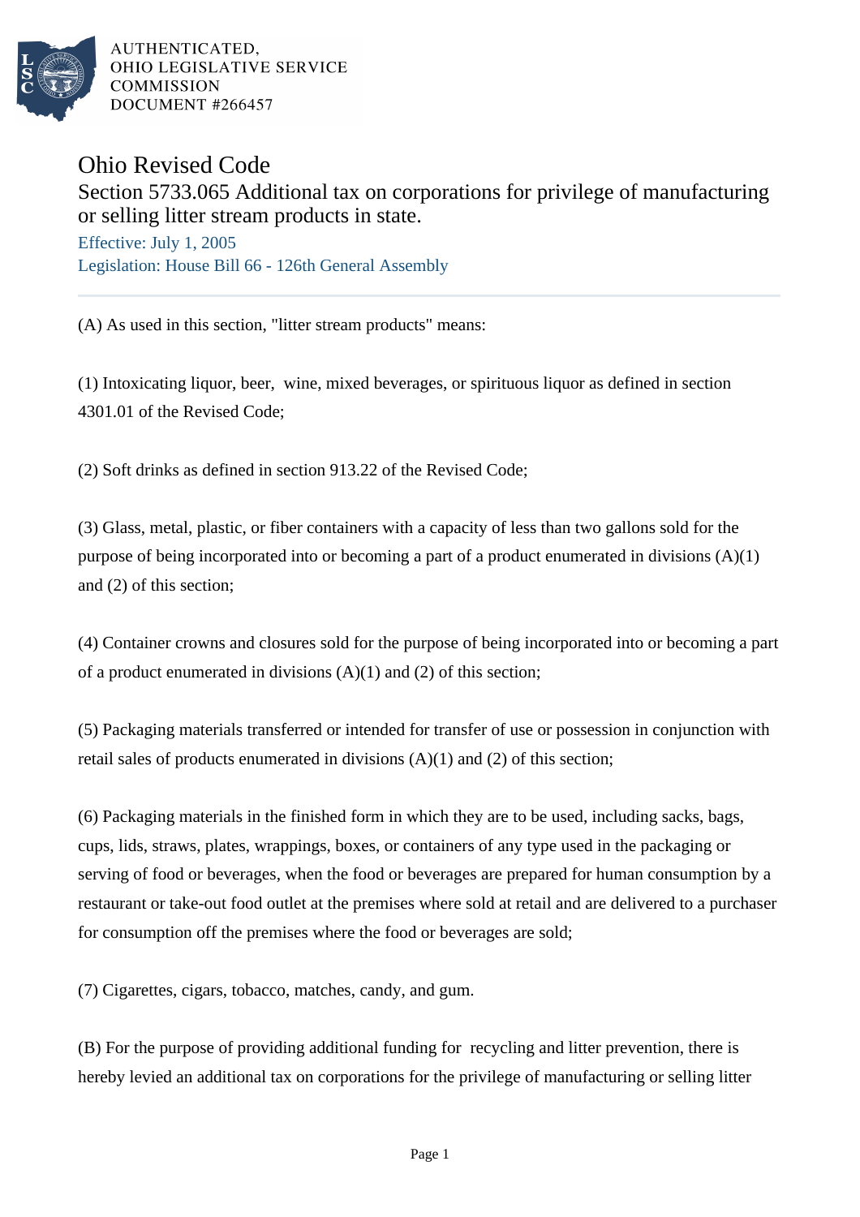AUTHENTICATED,
OHIO LEGISLATIVE SERVICE
COMMISSION
DOCUMENT #266457

# Ohio Revised Code

## Section 5733.065 Additional tax on corporations for privilege of manufacturing or selling litter stream products in state.

Effective: July 1, 2005

Legislation: House Bill 66 - 126th General Assembly

---

(A) As used in this section, "litter stream products" means:

(1) Intoxicating liquor, beer, wine, mixed beverages, or spirituous liquor as defined in section 4301.01 of the Revised Code;

(2) Soft drinks as defined in section 913.22 of the Revised Code;

(3) Glass, metal, plastic, or fiber containers with a capacity of less than two gallons sold for the purpose of being incorporated into or becoming a part of a product enumerated in divisions (A)(1) and (2) of this section;

(4) Container crowns and closures sold for the purpose of being incorporated into or becoming a part of a product enumerated in divisions (A)(1) and (2) of this section;

(5) Packaging materials transferred or intended for transfer of use or possession in conjunction with retail sales of products enumerated in divisions (A)(1) and (2) of this section;

(6) Packaging materials in the finished form in which they are to be used, including sacks, bags, cups, lids, straws, plates, wrappings, boxes, or containers of any type used in the packaging or serving of food or beverages, when the food or beverages are prepared for human consumption by a restaurant or take-out food outlet at the premises where sold at retail and are delivered to a purchaser for consumption off the premises where the food or beverages are sold;

(7) Cigarettes, cigars, tobacco, matches, candy, and gum.

(B) For the purpose of providing additional funding for recycling and litter prevention, there is hereby levied an additional tax on corporations for the privilege of manufacturing or selling litter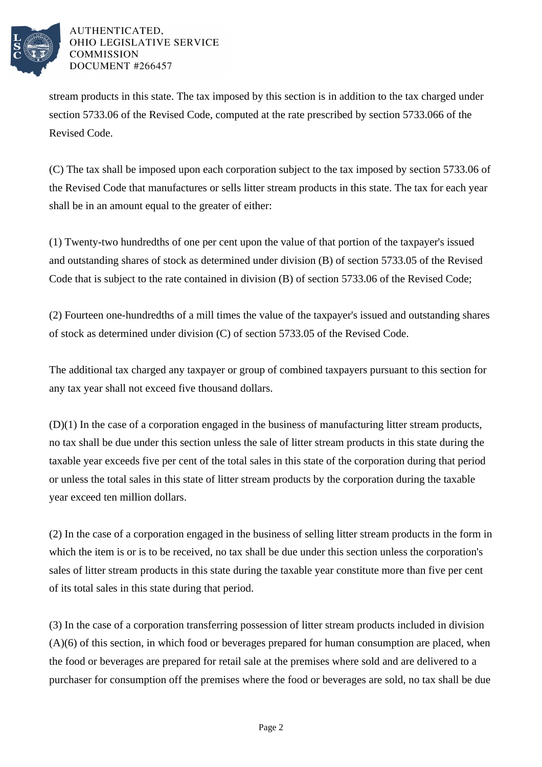stream products in this state. The tax imposed by this section is in addition to the tax charged under section 5733.06 of the Revised Code, computed at the rate prescribed by section 5733.066 of the Revised Code.

(C) The tax shall be imposed upon each corporation subject to the tax imposed by section 5733.06 of the Revised Code that manufactures or sells litter stream products in this state. The tax for each year shall be in an amount equal to the greater of either:

(1) Twenty-two hundredths of one per cent upon the value of that portion of the taxpayer's issued and outstanding shares of stock as determined under division (B) of section 5733.05 of the Revised Code that is subject to the rate contained in division (B) of section 5733.06 of the Revised Code;

(2) Fourteen one-hundredths of a mill times the value of the taxpayer's issued and outstanding shares of stock as determined under division (C) of section 5733.05 of the Revised Code.

The additional tax charged any taxpayer or group of combined taxpayers pursuant to this section for any tax year shall not exceed five thousand dollars.

(D)(1) In the case of a corporation engaged in the business of manufacturing litter stream products, no tax shall be due under this section unless the sale of litter stream products in this state during the taxable year exceeds five per cent of the total sales in this state of the corporation during that period or unless the total sales in this state of litter stream products by the corporation during the taxable year exceed ten million dollars.

(2) In the case of a corporation engaged in the business of selling litter stream products in the form in which the item is or is to be received, no tax shall be due under this section unless the corporation's sales of litter stream products in this state during the taxable year constitute more than five per cent of its total sales in this state during that period.

(3) In the case of a corporation transferring possession of litter stream products included in division (A)(6) of this section, in which food or beverages prepared for human consumption are placed, when the food or beverages are prepared for retail sale at the premises where sold and are delivered to a purchaser for consumption off the premises where the food or beverages are sold, no tax shall be due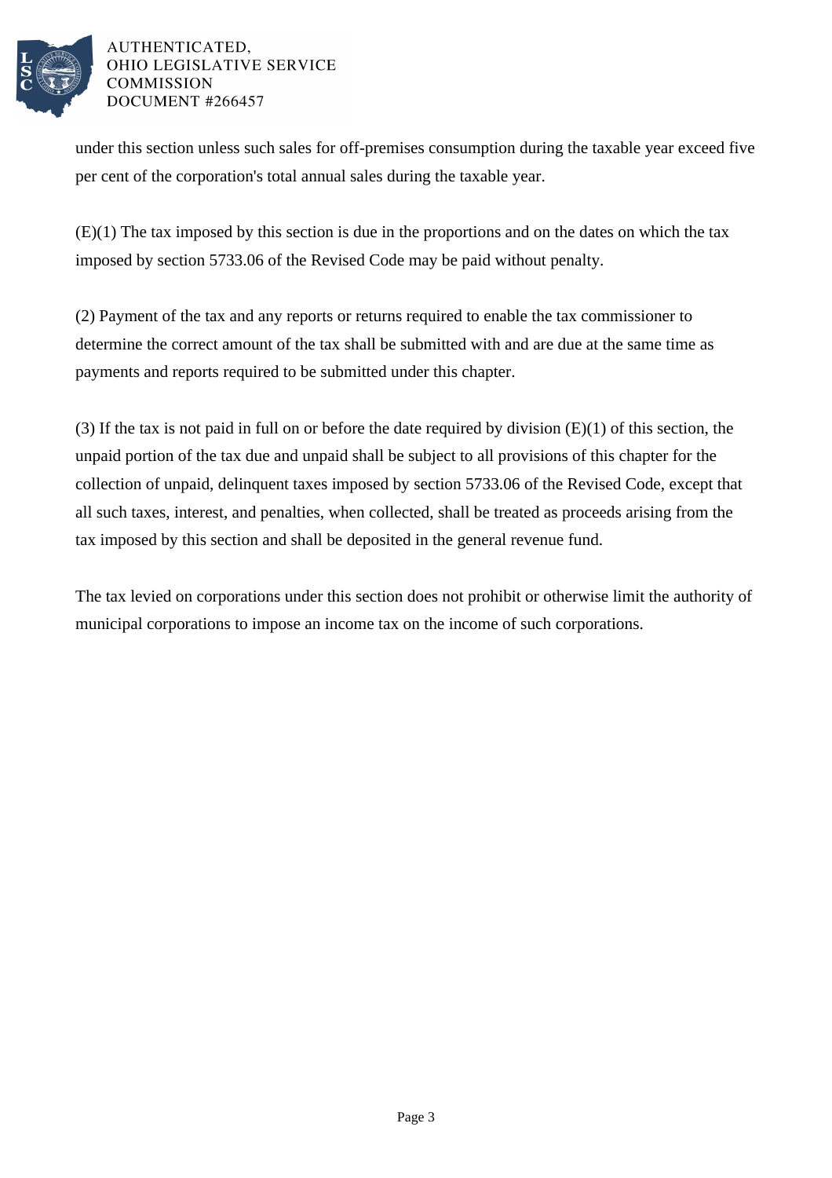under this section unless such sales for off-premises consumption during the taxable year exceed five per cent of the corporation's total annual sales during the taxable year.

(E)(1) The tax imposed by this section is due in the proportions and on the dates on which the tax imposed by section 5733.06 of the Revised Code may be paid without penalty.

(2) Payment of the tax and any reports or returns required to enable the tax commissioner to determine the correct amount of the tax shall be submitted with and are due at the same time as payments and reports required to be submitted under this chapter.

(3) If the tax is not paid in full on or before the date required by division (E)(1) of this section, the unpaid portion of the tax due and unpaid shall be subject to all provisions of this chapter for the collection of unpaid, delinquent taxes imposed by section 5733.06 of the Revised Code, except that all such taxes, interest, and penalties, when collected, shall be treated as proceeds arising from the tax imposed by this section and shall be deposited in the general revenue fund.

The tax levied on corporations under this section does not prohibit or otherwise limit the authority of municipal corporations to impose an income tax on the income of such corporations.